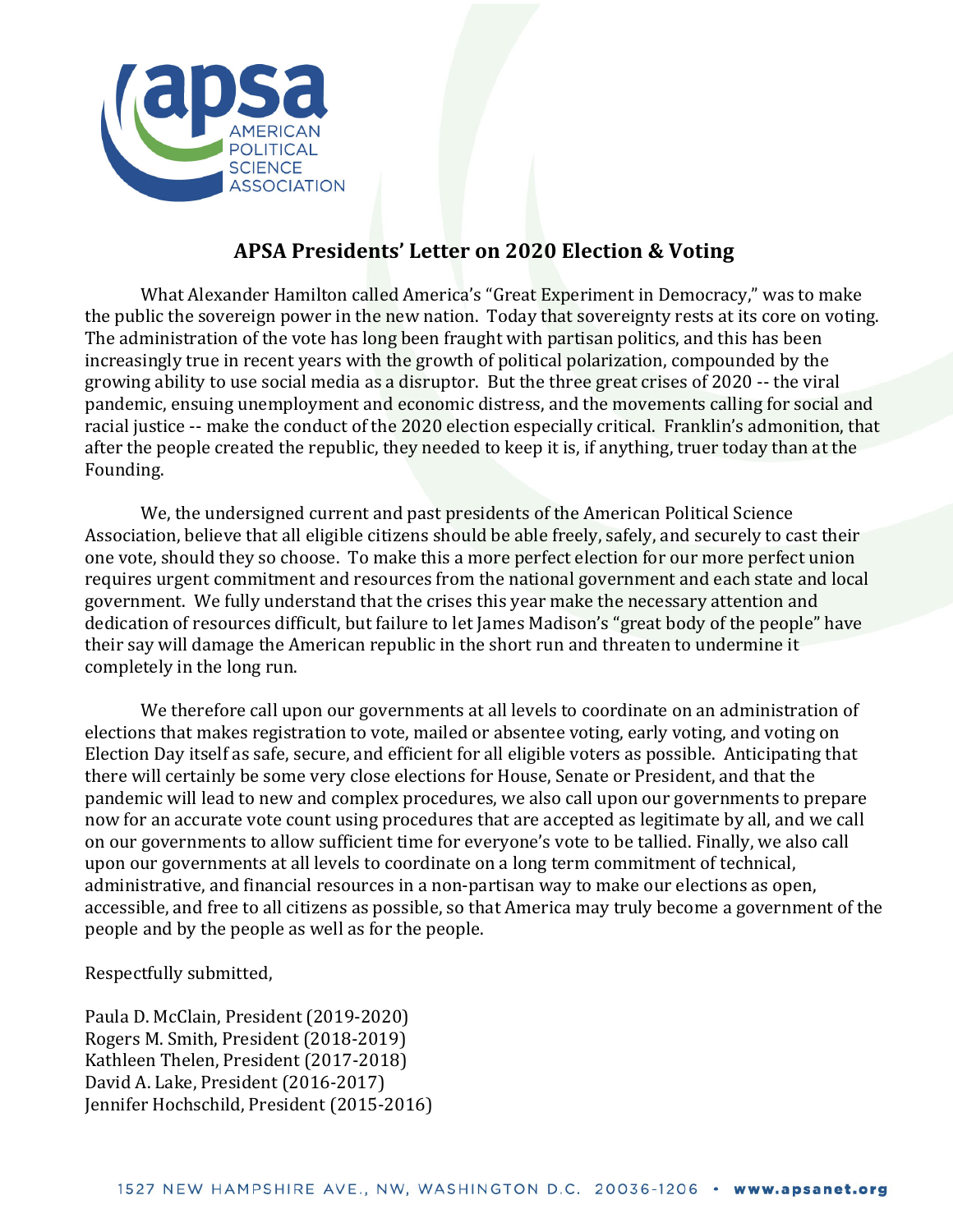# APSA Presidents' Letter on 2020 Election & Voting

What Alexander Hamilton called America's "Great Experiment in Democracy," was to make the public the sovereign power in the new nation. Today that sovereignty rests at its core on voting. The administration of the vote has long been fraught with partisan politics, and this has been increasingly true in recent years with the growth of political polarization, compounded by the growing ability to use social media as a disruptor. But the three great crises of 2020 -- the viral pandemic, ensuing unemployment and economic distress, and the movements calling for social and racial justice -- make the conduct of the 2020 election especially critical. Franklin's admonition, that after the people created the republic, they needed to keep it is, if anything, truer today than at the Founding.

We, the undersigned current and past presidents of the American Political Science Association, believe that all eligible citizens should be able freely, safely, and securely to cast their one vote, should they so choose. To make this a more perfect election for our more perfect union requires urgent commitment and resources from the national government and each state and local government. We fully understand that the crises this year make the necessary attention and dedication of resources difficult, but failure to let James Madison's "great body of the people" have their say will damage the American republic in the short run and threaten to undermine it completely in the long run.

We therefore call upon our governments at all levels to coordinate on an administration of elections that makes registration to vote, mailed or absentee voting, early voting, and voting on Election Day itself as safe, secure, and efficient for all eligible voters as possible. Anticipating that there will certainly be some very close elections for House, Senate or President, and that the pandemic will lead to new and complex procedures, we also call upon our governments to prepare now for an accurate vote count using procedures that are accepted as legitimate by all, and we call on our governments to allow sufficient time for everyone's vote to be tallied. Finally, we also call upon our governments at all levels to coordinate on a long term commitment of technical, administrative, and financial resources in a non-partisan way to make our elections as open, accessible, and free to all citizens as possible, so that America may truly become a government of the people and by the people as well as for the people.

Respectfully submitted,

Paula D. McClain, President (2019-2020)
Rogers M. Smith, President (2018-2019)
Kathleen Thelen, President (2017-2018)
David A. Lake, President (2016-2017)
Jennifer Hochschild, President (2015-2016)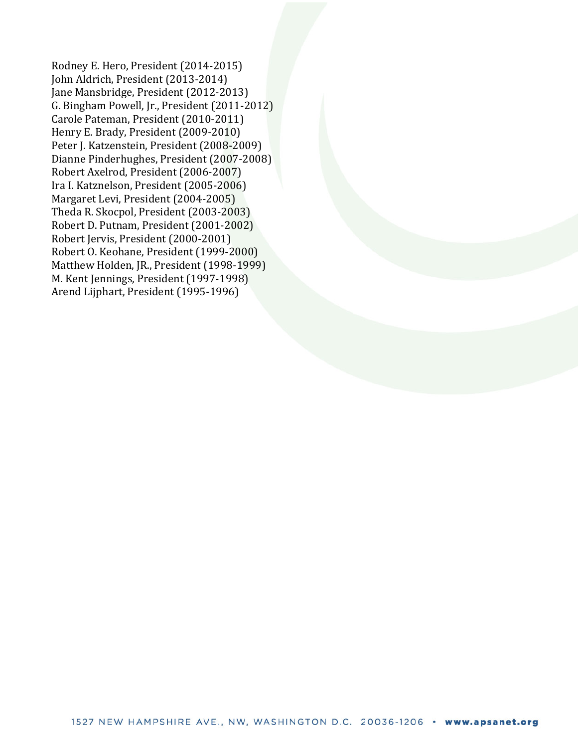Rodney E. Hero, President (2014-2015)
John Aldrich, President (2013-2014)
Jane Mansbridge, President (2012-2013)
G. Bingham Powell, Jr., President (2011-2012)
Carole Pateman, President (2010-2011)
Henry E. Brady, President (2009-2010)
Peter J. Katzenstein, President (2008-2009)
Dianne Pinderhughes, President (2007-2008)
Robert Axelrod, President (2006-2007)
Ira I. Katznelson, President (2005-2006)
Margaret Levi, President (2004-2005)
Theda R. Skocpol, President (2003-2003)
Robert D. Putnam, President (2001-2002)
Robert Jervis, President (2000-2001)
Robert O. Keohane, President (1999-2000)
Matthew Holden, JR., President (1998-1999)
M. Kent Jennings, President (1997-1998)
Arend Lijphart, President (1995-1996)